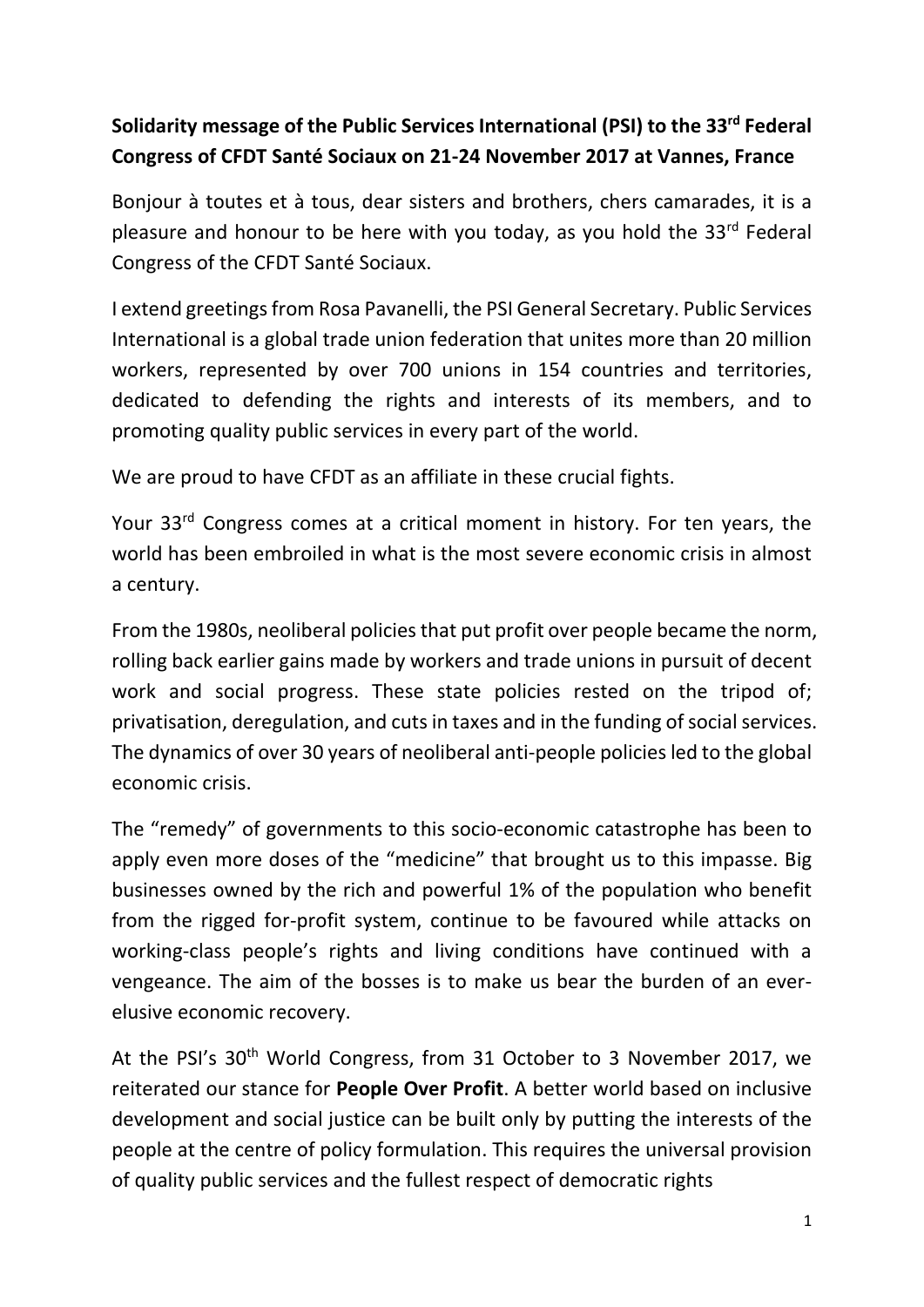**Solidarity message of the Public Services International (PSI) to the 33rd Federal Congress of CFDT Santé Sociaux on 21-24 November 2017 at Vannes, France**

Bonjour à toutes et à tous, dear sisters and brothers, chers camarades, it is a pleasure and honour to be here with you today, as you hold the 33rd Federal Congress of the CFDT Santé Sociaux.

I extend greetings from Rosa Pavanelli, the PSI General Secretary. Public Services International is a global trade union federation that unites more than 20 million workers, represented by over 700 unions in 154 countries and territories, dedicated to defending the rights and interests of its members, and to promoting quality public services in every part of the world.

We are proud to have CFDT as an affiliate in these crucial fights.

Your 33rd Congress comes at a critical moment in history. For ten years, the world has been embroiled in what is the most severe economic crisis in almost a century.

From the 1980s, neoliberal policies that put profit over people became the norm, rolling back earlier gains made by workers and trade unions in pursuit of decent work and social progress. These state policies rested on the tripod of; privatisation, deregulation, and cuts in taxes and in the funding of social services. The dynamics of over 30 years of neoliberal anti-people policies led to the global economic crisis.

The "remedy" of governments to this socio-economic catastrophe has been to apply even more doses of the "medicine" that brought us to this impasse. Big businesses owned by the rich and powerful 1% of the population who benefit from the rigged for-profit system, continue to be favoured while attacks on working-class people's rights and living conditions have continued with a vengeance. The aim of the bosses is to make us bear the burden of an ever-elusive economic recovery.

At the PSI's 30th World Congress, from 31 October to 3 November 2017, we reiterated our stance for **People Over Profit**. A better world based on inclusive development and social justice can be built only by putting the interests of the people at the centre of policy formulation. This requires the universal provision of quality public services and the fullest respect of democratic rights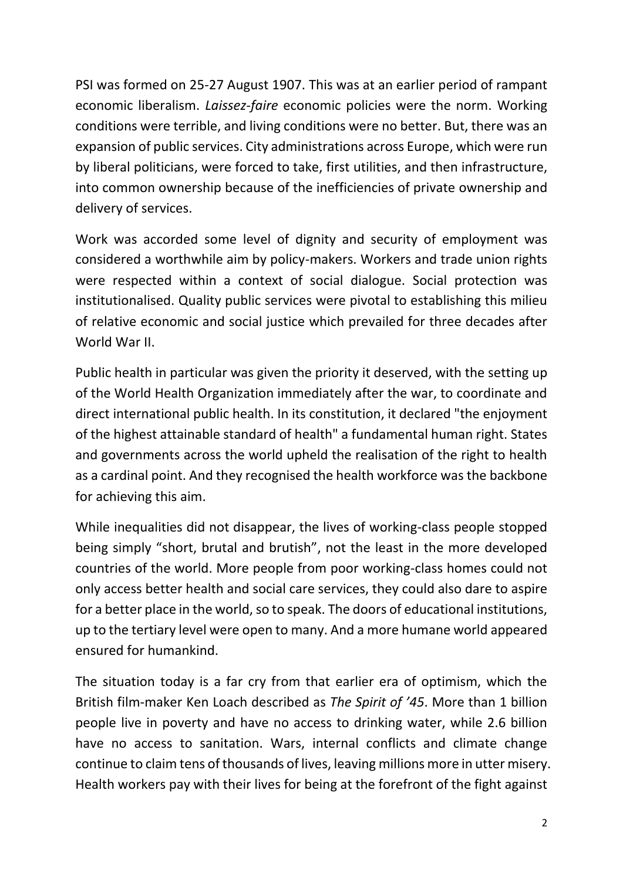PSI was formed on 25-27 August 1907. This was at an earlier period of rampant economic liberalism. *Laissez-faire* economic policies were the norm. Working conditions were terrible, and living conditions were no better. But, there was an expansion of public services. City administrations across Europe, which were run by liberal politicians, were forced to take, first utilities, and then infrastructure, into common ownership because of the inefficiencies of private ownership and delivery of services.

Work was accorded some level of dignity and security of employment was considered a worthwhile aim by policy-makers. Workers and trade union rights were respected within a context of social dialogue. Social protection was institutionalised. Quality public services were pivotal to establishing this milieu of relative economic and social justice which prevailed for three decades after World War II.

Public health in particular was given the priority it deserved, with the setting up of the World Health Organization immediately after the war, to coordinate and direct international public health. In its constitution, it declared "the enjoyment of the highest attainable standard of health" a fundamental human right. States and governments across the world upheld the realisation of the right to health as a cardinal point. And they recognised the health workforce was the backbone for achieving this aim.

While inequalities did not disappear, the lives of working-class people stopped being simply "short, brutal and brutish", not the least in the more developed countries of the world. More people from poor working-class homes could not only access better health and social care services, they could also dare to aspire for a better place in the world, so to speak. The doors of educational institutions, up to the tertiary level were open to many. And a more humane world appeared ensured for humankind.

The situation today is a far cry from that earlier era of optimism, which the British film-maker Ken Loach described as *The Spirit of '45*. More than 1 billion people live in poverty and have no access to drinking water, while 2.6 billion have no access to sanitation. Wars, internal conflicts and climate change continue to claim tens of thousands of lives, leaving millions more in utter misery. Health workers pay with their lives for being at the forefront of the fight against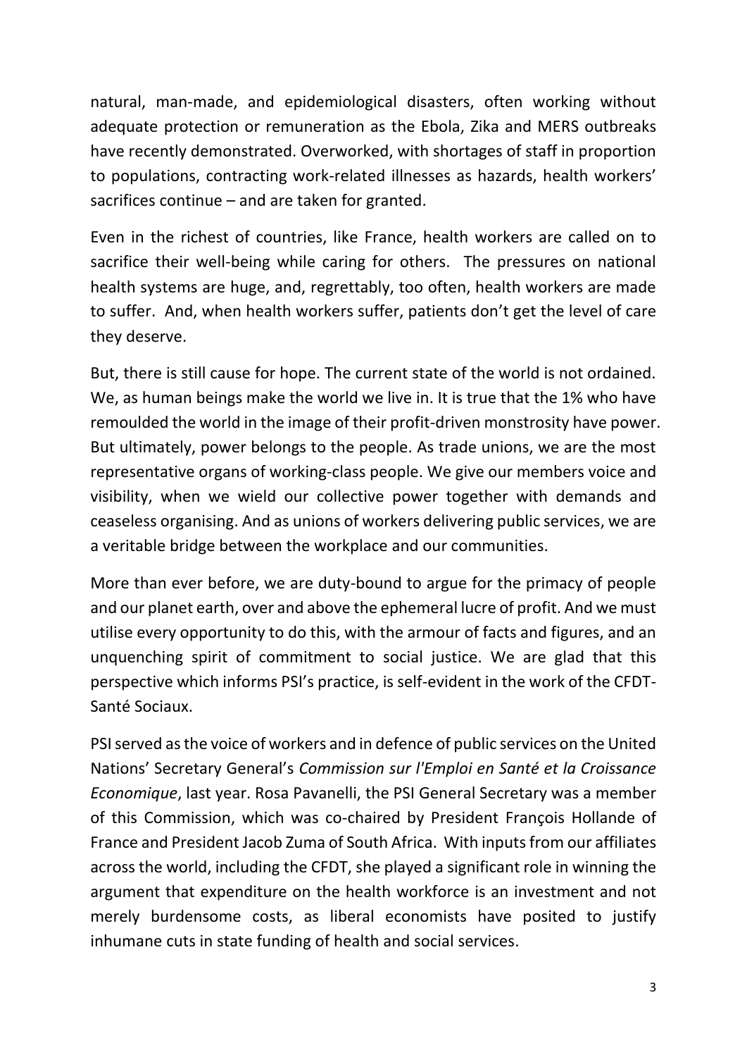natural, man-made, and epidemiological disasters, often working without adequate protection or remuneration as the Ebola, Zika and MERS outbreaks have recently demonstrated. Overworked, with shortages of staff in proportion to populations, contracting work-related illnesses as hazards, health workers' sacrifices continue – and are taken for granted.

Even in the richest of countries, like France, health workers are called on to sacrifice their well-being while caring for others. The pressures on national health systems are huge, and, regrettably, too often, health workers are made to suffer. And, when health workers suffer, patients don't get the level of care they deserve.

But, there is still cause for hope. The current state of the world is not ordained. We, as human beings make the world we live in. It is true that the 1% who have remoulded the world in the image of their profit-driven monstrosity have power. But ultimately, power belongs to the people. As trade unions, we are the most representative organs of working-class people. We give our members voice and visibility, when we wield our collective power together with demands and ceaseless organising. And as unions of workers delivering public services, we are a veritable bridge between the workplace and our communities.

More than ever before, we are duty-bound to argue for the primacy of people and our planet earth, over and above the ephemeral lucre of profit. And we must utilise every opportunity to do this, with the armour of facts and figures, and an unquenching spirit of commitment to social justice. We are glad that this perspective which informs PSI's practice, is self-evident in the work of the CFDT-Santé Sociaux.

PSI served as the voice of workers and in defence of public services on the United Nations' Secretary General's *Commission sur l'Emploi en Santé et la Croissance Economique*, last year. Rosa Pavanelli, the PSI General Secretary was a member of this Commission, which was co-chaired by President François Hollande of France and President Jacob Zuma of South Africa. With inputs from our affiliates across the world, including the CFDT, she played a significant role in winning the argument that expenditure on the health workforce is an investment and not merely burdensome costs, as liberal economists have posited to justify inhumane cuts in state funding of health and social services.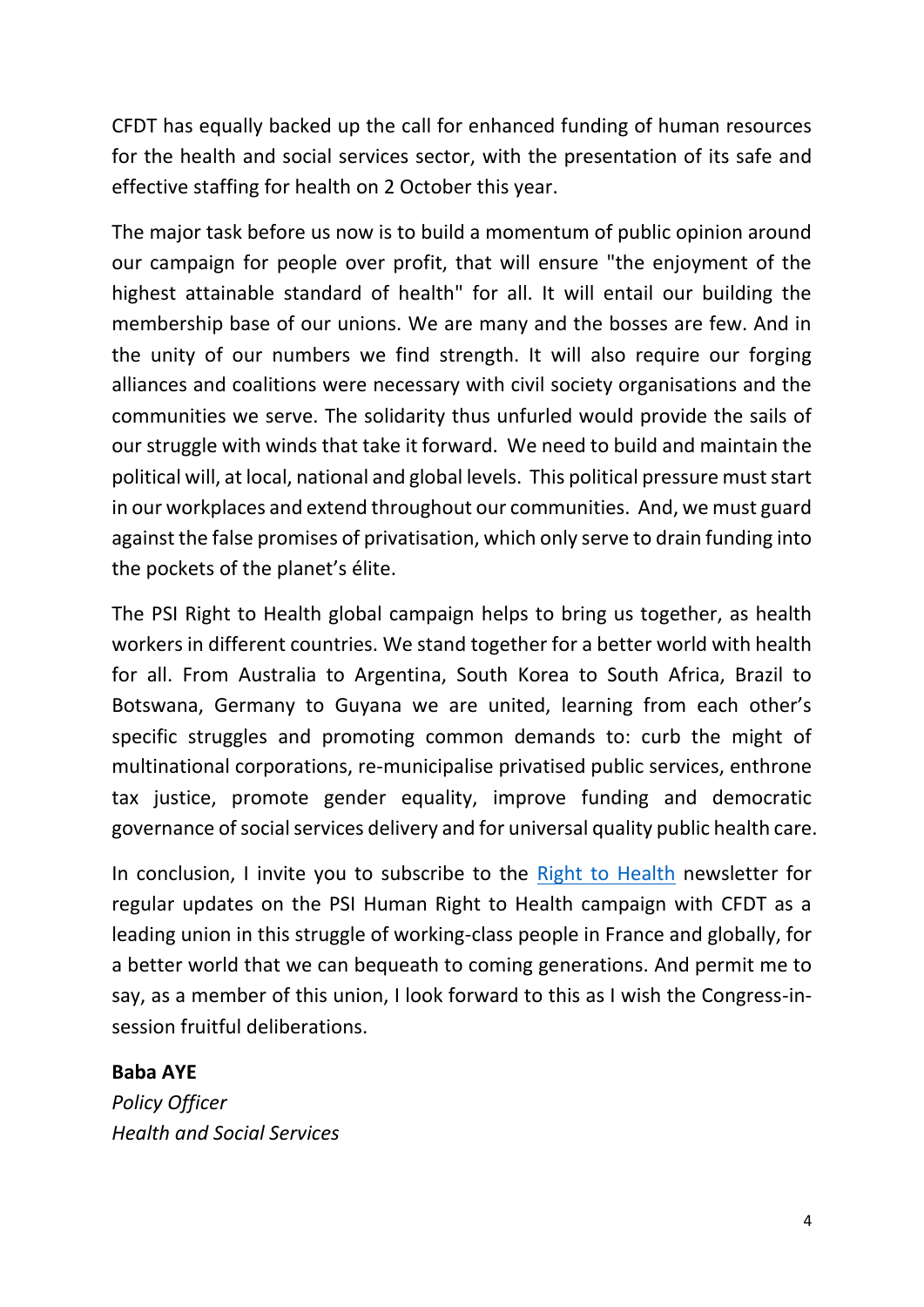CFDT has equally backed up the call for enhanced funding of human resources for the health and social services sector, with the presentation of its safe and effective staffing for health on 2 October this year.

The major task before us now is to build a momentum of public opinion around our campaign for people over profit, that will ensure "the enjoyment of the highest attainable standard of health" for all. It will entail our building the membership base of our unions. We are many and the bosses are few. And in the unity of our numbers we find strength. It will also require our forging alliances and coalitions were necessary with civil society organisations and the communities we serve. The solidarity thus unfurled would provide the sails of our struggle with winds that take it forward. We need to build and maintain the political will, at local, national and global levels. This political pressure must start in our workplaces and extend throughout our communities. And, we must guard against the false promises of privatisation, which only serve to drain funding into the pockets of the planet's élite.

The PSI Right to Health global campaign helps to bring us together, as health workers in different countries. We stand together for a better world with health for all. From Australia to Argentina, South Korea to South Africa, Brazil to Botswana, Germany to Guyana we are united, learning from each other's specific struggles and promoting common demands to: curb the might of multinational corporations, re-municipalise privatised public services, enthrone tax justice, promote gender equality, improve funding and democratic governance of social services delivery and for universal quality public health care.

In conclusion, I invite you to subscribe to the Right to Health newsletter for regular updates on the PSI Human Right to Health campaign with CFDT as a leading union in this struggle of working-class people in France and globally, for a better world that we can bequeath to coming generations. And permit me to say, as a member of this union, I look forward to this as I wish the Congress-in-session fruitful deliberations.

**Baba AYE**
*Policy Officer*
*Health and Social Services*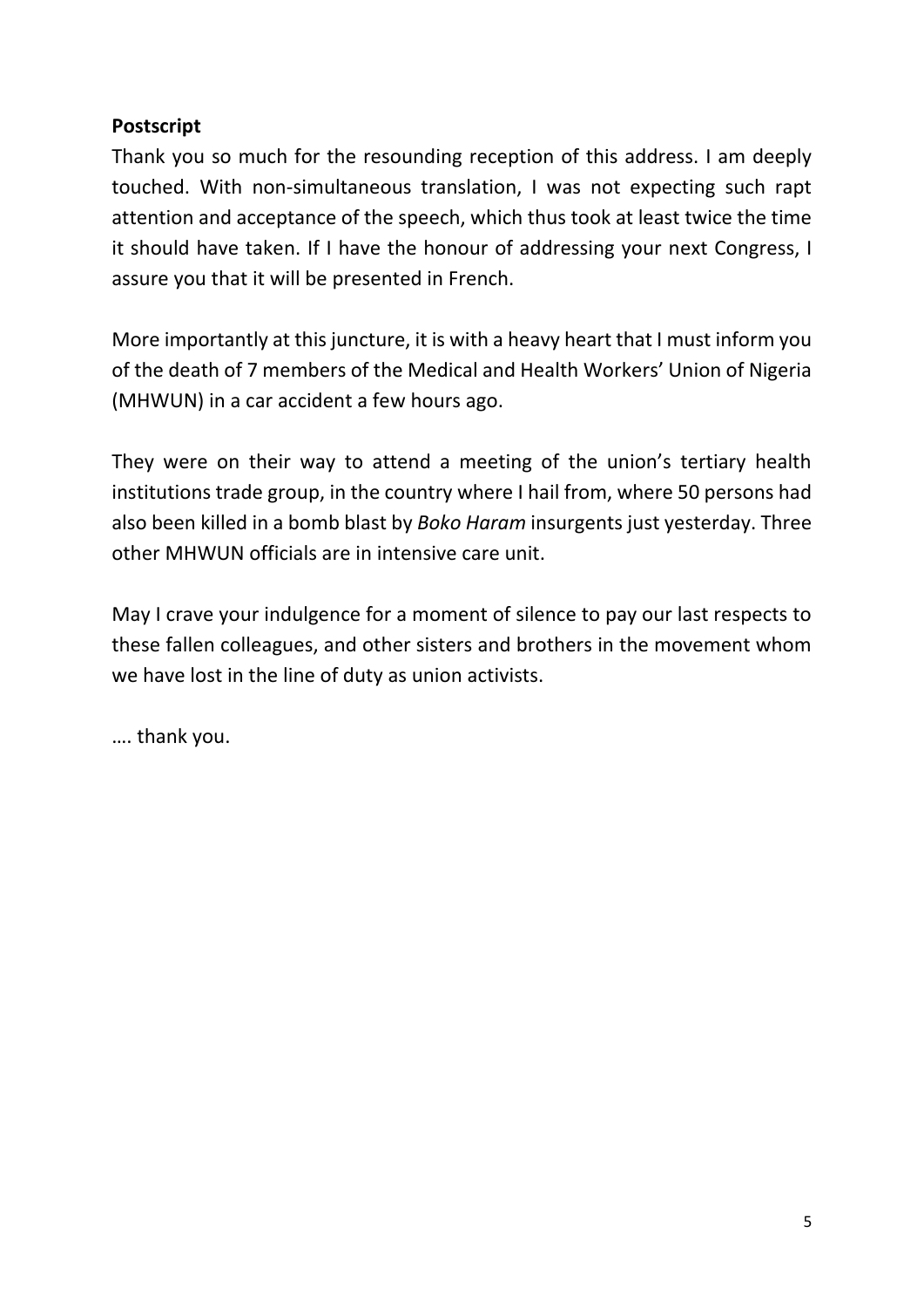**Postscript**

Thank you so much for the resounding reception of this address. I am deeply touched. With non-simultaneous translation, I was not expecting such rapt attention and acceptance of the speech, which thus took at least twice the time it should have taken. If I have the honour of addressing your next Congress, I assure you that it will be presented in French.

More importantly at this juncture, it is with a heavy heart that I must inform you of the death of 7 members of the Medical and Health Workers' Union of Nigeria (MHWUN) in a car accident a few hours ago.

They were on their way to attend a meeting of the union's tertiary health institutions trade group, in the country where I hail from, where 50 persons had also been killed in a bomb blast by *Boko Haram* insurgents just yesterday. Three other MHWUN officials are in intensive care unit.

May I crave your indulgence for a moment of silence to pay our last respects to these fallen colleagues, and other sisters and brothers in the movement whom we have lost in the line of duty as union activists.

…. thank you.